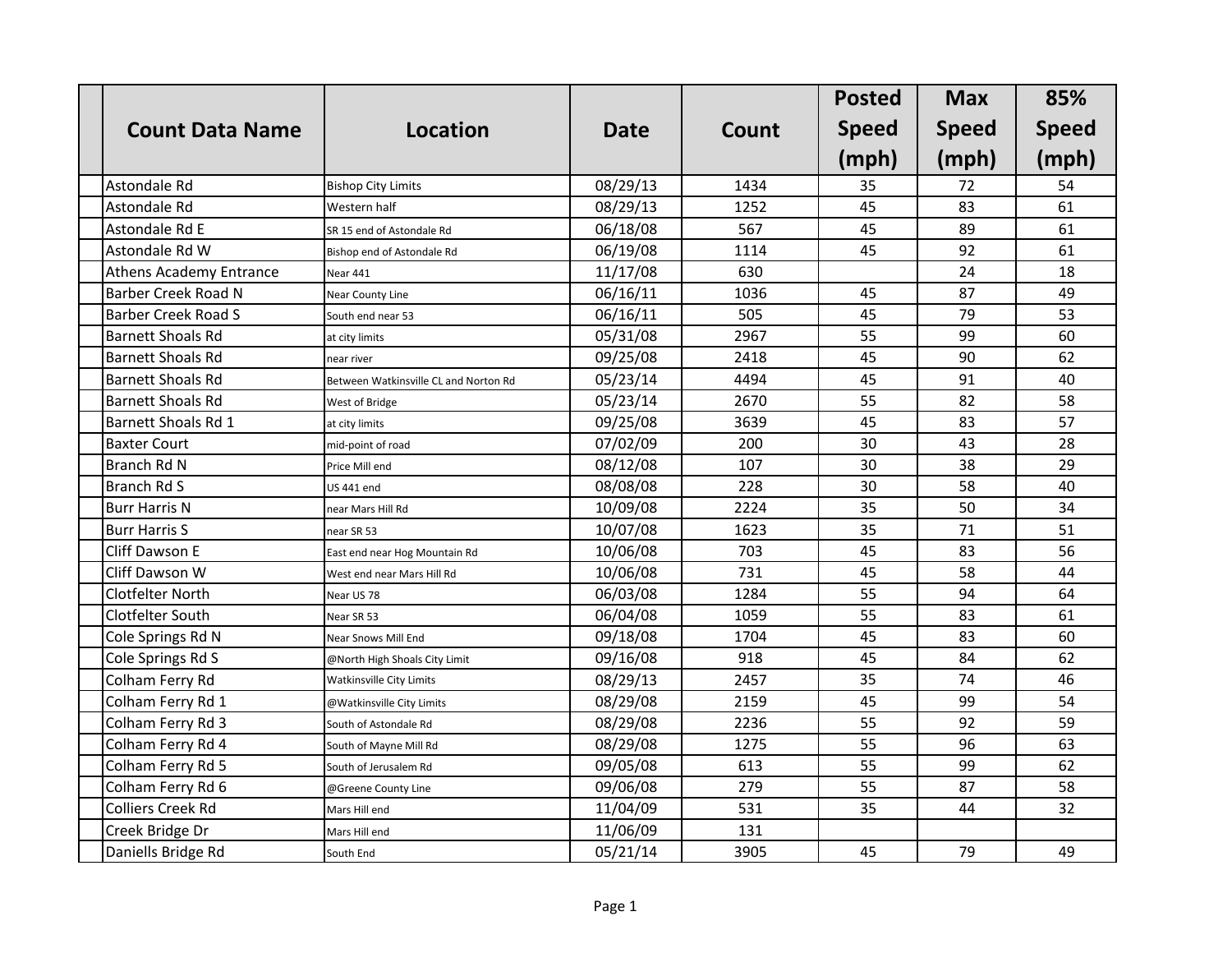| | Count Data Name | Location | Date | Count | Posted Speed (mph) | Max Speed (mph) | 85% Speed (mph) |
|---|---|---|---|---|---|---|---|
| | Astondale Rd | Bishop City Limits | 08/29/13 | 1434 | 35 | 72 | 54 |
| | Astondale Rd | Western half | 08/29/13 | 1252 | 45 | 83 | 61 |
| | Astondale Rd E | SR 15 end of Astondale Rd | 06/18/08 | 567 | 45 | 89 | 61 |
| | Astondale Rd W | Bishop end of Astondale Rd | 06/19/08 | 1114 | 45 | 92 | 61 |
| | Athens Academy Entrance | Near 441 | 11/17/08 | 630 | | 24 | 18 |
| | Barber Creek Road N | Near County Line | 06/16/11 | 1036 | 45 | 87 | 49 |
| | Barber Creek Road S | South end near 53 | 06/16/11 | 505 | 45 | 79 | 53 |
| | Barnett Shoals Rd | at city limits | 05/31/08 | 2967 | 55 | 99 | 60 |
| | Barnett Shoals Rd | near river | 09/25/08 | 2418 | 45 | 90 | 62 |
| | Barnett Shoals Rd | Between Watkinsville CL and Norton Rd | 05/23/14 | 4494 | 45 | 91 | 40 |
| | Barnett Shoals Rd | West of Bridge | 05/23/14 | 2670 | 55 | 82 | 58 |
| | Barnett Shoals Rd 1 | at city limits | 09/25/08 | 3639 | 45 | 83 | 57 |
| | Baxter Court | mid-point of road | 07/02/09 | 200 | 30 | 43 | 28 |
| | Branch Rd N | Price Mill end | 08/12/08 | 107 | 30 | 38 | 29 |
| | Branch Rd S | US 441 end | 08/08/08 | 228 | 30 | 58 | 40 |
| | Burr Harris N | near Mars Hill Rd | 10/09/08 | 2224 | 35 | 50 | 34 |
| | Burr Harris S | near SR 53 | 10/07/08 | 1623 | 35 | 71 | 51 |
| | Cliff Dawson E | East end near Hog Mountain Rd | 10/06/08 | 703 | 45 | 83 | 56 |
| | Cliff Dawson W | West end near Mars Hill Rd | 10/06/08 | 731 | 45 | 58 | 44 |
| | Clotfelter North | Near US 78 | 06/03/08 | 1284 | 55 | 94 | 64 |
| | Clotfelter South | Near SR 53 | 06/04/08 | 1059 | 55 | 83 | 61 |
| | Cole Springs Rd N | Near Snows Mill End | 09/18/08 | 1704 | 45 | 83 | 60 |
| | Cole Springs Rd S | @North High Shoals City Limit | 09/16/08 | 918 | 45 | 84 | 62 |
| | Colham Ferry Rd | Watkinsville City Limits | 08/29/13 | 2457 | 35 | 74 | 46 |
| | Colham Ferry Rd 1 | @Watkinsville City Limits | 08/29/08 | 2159 | 45 | 99 | 54 |
| | Colham Ferry Rd 3 | South of Astondale Rd | 08/29/08 | 2236 | 55 | 92 | 59 |
| | Colham Ferry Rd 4 | South of Mayne Mill Rd | 08/29/08 | 1275 | 55 | 96 | 63 |
| | Colham Ferry Rd 5 | South of Jerusalem Rd | 09/05/08 | 613 | 55 | 99 | 62 |
| | Colham Ferry Rd 6 | @Greene County Line | 09/06/08 | 279 | 55 | 87 | 58 |
| | Colliers Creek Rd | Mars Hill end | 11/04/09 | 531 | 35 | 44 | 32 |
| | Creek Bridge Dr | Mars Hill end | 11/06/09 | 131 | | | |
| | Daniells Bridge Rd | South End | 05/21/14 | 3905 | 45 | 79 | 49 |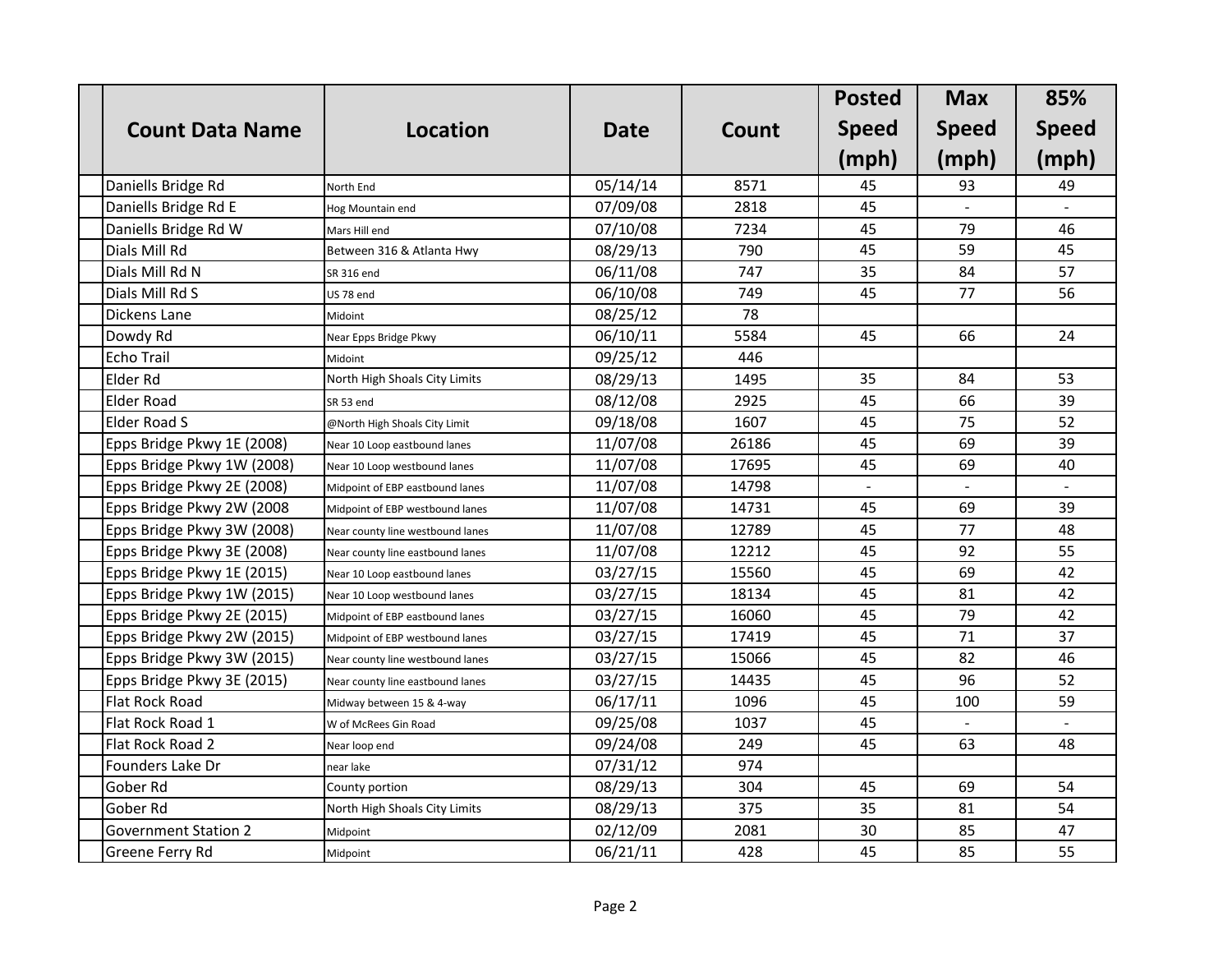| Count Data Name | Location | Date | Count | Posted Speed (mph) | Max Speed (mph) | 85% Speed (mph) |
|---|---|---|---|---|---|---|
| Daniells Bridge Rd | North End | 05/14/14 | 8571 | 45 | 93 | 49 |
| Daniells Bridge Rd E | Hog Mountain end | 07/09/08 | 2818 | 45 | - | - |
| Daniells Bridge Rd W | Mars Hill end | 07/10/08 | 7234 | 45 | 79 | 46 |
| Dials Mill Rd | Between 316 & Atlanta Hwy | 08/29/13 | 790 | 45 | 59 | 45 |
| Dials Mill Rd N | SR 316 end | 06/11/08 | 747 | 35 | 84 | 57 |
| Dials Mill Rd S | US 78 end | 06/10/08 | 749 | 45 | 77 | 56 |
| Dickens Lane | Midoint | 08/25/12 | 78 | | | |
| Dowdy Rd | Near Epps Bridge Pkwy | 06/10/11 | 5584 | 45 | 66 | 24 |
| Echo Trail | Midoint | 09/25/12 | 446 | | | |
| Elder Rd | North High Shoals City Limits | 08/29/13 | 1495 | 35 | 84 | 53 |
| Elder Road | SR 53 end | 08/12/08 | 2925 | 45 | 66 | 39 |
| Elder Road S | @North High Shoals City Limit | 09/18/08 | 1607 | 45 | 75 | 52 |
| Epps Bridge Pkwy 1E (2008) | Near 10 Loop eastbound lanes | 11/07/08 | 26186 | 45 | 69 | 39 |
| Epps Bridge Pkwy 1W (2008) | Near 10 Loop westbound lanes | 11/07/08 | 17695 | 45 | 69 | 40 |
| Epps Bridge Pkwy 2E (2008) | Midpoint of EBP eastbound lanes | 11/07/08 | 14798 | - | - | - |
| Epps Bridge Pkwy 2W (2008 | Midpoint of EBP westbound lanes | 11/07/08 | 14731 | 45 | 69 | 39 |
| Epps Bridge Pkwy 3W (2008) | Near county line westbound lanes | 11/07/08 | 12789 | 45 | 77 | 48 |
| Epps Bridge Pkwy 3E (2008) | Near county line eastbound lanes | 11/07/08 | 12212 | 45 | 92 | 55 |
| Epps Bridge Pkwy 1E (2015) | Near 10 Loop eastbound lanes | 03/27/15 | 15560 | 45 | 69 | 42 |
| Epps Bridge Pkwy 1W (2015) | Near 10 Loop westbound lanes | 03/27/15 | 18134 | 45 | 81 | 42 |
| Epps Bridge Pkwy 2E (2015) | Midpoint of EBP eastbound lanes | 03/27/15 | 16060 | 45 | 79 | 42 |
| Epps Bridge Pkwy 2W (2015) | Midpoint of EBP westbound lanes | 03/27/15 | 17419 | 45 | 71 | 37 |
| Epps Bridge Pkwy 3W (2015) | Near county line westbound lanes | 03/27/15 | 15066 | 45 | 82 | 46 |
| Epps Bridge Pkwy 3E (2015) | Near county line eastbound lanes | 03/27/15 | 14435 | 45 | 96 | 52 |
| Flat Rock Road | Midway between 15 & 4-way | 06/17/11 | 1096 | 45 | 100 | 59 |
| Flat Rock Road 1 | W of McRees Gin Road | 09/25/08 | 1037 | 45 | - | - |
| Flat Rock Road 2 | Near loop end | 09/24/08 | 249 | 45 | 63 | 48 |
| Founders Lake Dr | near lake | 07/31/12 | 974 | | | |
| Gober Rd | County portion | 08/29/13 | 304 | 45 | 69 | 54 |
| Gober Rd | North High Shoals City Limits | 08/29/13 | 375 | 35 | 81 | 54 |
| Government Station 2 | Midpoint | 02/12/09 | 2081 | 30 | 85 | 47 |
| Greene Ferry Rd | Midpoint | 06/21/11 | 428 | 45 | 85 | 55 |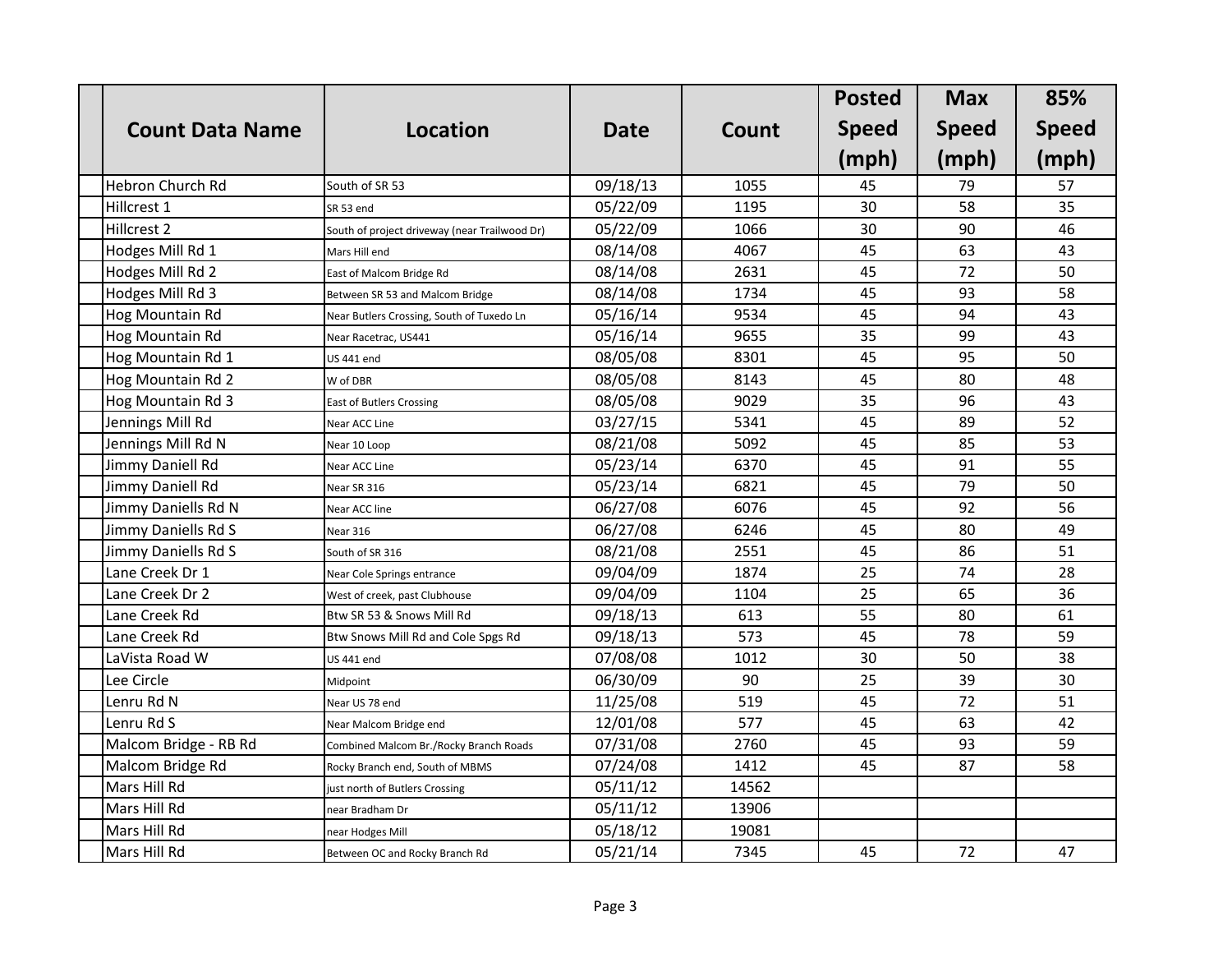| Count Data Name | Location | Date | Count | Posted Speed (mph) | Max Speed (mph) | 85% Speed (mph) |
|---|---|---|---|---|---|---|
| Hebron Church Rd | South of SR 53 | 09/18/13 | 1055 | 45 | 79 | 57 |
| Hillcrest 1 | SR 53 end | 05/22/09 | 1195 | 30 | 58 | 35 |
| Hillcrest 2 | South of project driveway (near Trailwood Dr) | 05/22/09 | 1066 | 30 | 90 | 46 |
| Hodges Mill Rd 1 | Mars Hill end | 08/14/08 | 4067 | 45 | 63 | 43 |
| Hodges Mill Rd 2 | East of Malcom Bridge Rd | 08/14/08 | 2631 | 45 | 72 | 50 |
| Hodges Mill Rd 3 | Between SR 53 and Malcom Bridge | 08/14/08 | 1734 | 45 | 93 | 58 |
| Hog Mountain Rd | Near Butlers Crossing, South of Tuxedo Ln | 05/16/14 | 9534 | 45 | 94 | 43 |
| Hog Mountain Rd | Near Racetrac, US441 | 05/16/14 | 9655 | 35 | 99 | 43 |
| Hog Mountain Rd 1 | US 441 end | 08/05/08 | 8301 | 45 | 95 | 50 |
| Hog Mountain Rd 2 | W of DBR | 08/05/08 | 8143 | 45 | 80 | 48 |
| Hog Mountain Rd 3 | East of Butlers Crossing | 08/05/08 | 9029 | 35 | 96 | 43 |
| Jennings Mill Rd | Near ACC Line | 03/27/15 | 5341 | 45 | 89 | 52 |
| Jennings Mill Rd N | Near 10 Loop | 08/21/08 | 5092 | 45 | 85 | 53 |
| Jimmy Daniell Rd | Near ACC Line | 05/23/14 | 6370 | 45 | 91 | 55 |
| Jimmy Daniell Rd | Near SR 316 | 05/23/14 | 6821 | 45 | 79 | 50 |
| Jimmy Daniells Rd N | Near ACC line | 06/27/08 | 6076 | 45 | 92 | 56 |
| Jimmy Daniells Rd S | Near 316 | 06/27/08 | 6246 | 45 | 80 | 49 |
| Jimmy Daniells Rd S | South of SR 316 | 08/21/08 | 2551 | 45 | 86 | 51 |
| Lane Creek Dr 1 | Near Cole Springs entrance | 09/04/09 | 1874 | 25 | 74 | 28 |
| Lane Creek Dr 2 | West of creek, past Clubhouse | 09/04/09 | 1104 | 25 | 65 | 36 |
| Lane Creek Rd | Btw SR 53 & Snows Mill Rd | 09/18/13 | 613 | 55 | 80 | 61 |
| Lane Creek Rd | Btw Snows Mill Rd and Cole Spgs Rd | 09/18/13 | 573 | 45 | 78 | 59 |
| LaVista Road W | US 441 end | 07/08/08 | 1012 | 30 | 50 | 38 |
| Lee Circle | Midpoint | 06/30/09 | 90 | 25 | 39 | 30 |
| Lenru Rd N | Near US 78 end | 11/25/08 | 519 | 45 | 72 | 51 |
| Lenru Rd S | Near Malcom Bridge end | 12/01/08 | 577 | 45 | 63 | 42 |
| Malcom Bridge - RB Rd | Combined Malcom Br./Rocky Branch Roads | 07/31/08 | 2760 | 45 | 93 | 59 |
| Malcom Bridge Rd | Rocky Branch end, South of MBMS | 07/24/08 | 1412 | 45 | 87 | 58 |
| Mars Hill Rd | just north of Butlers Crossing | 05/11/12 | 14562 | | | |
| Mars Hill Rd | near Bradham Dr | 05/11/12 | 13906 | | | |
| Mars Hill Rd | near Hodges Mill | 05/18/12 | 19081 | | | |
| Mars Hill Rd | Between OC and Rocky Branch Rd | 05/21/14 | 7345 | 45 | 72 | 47 |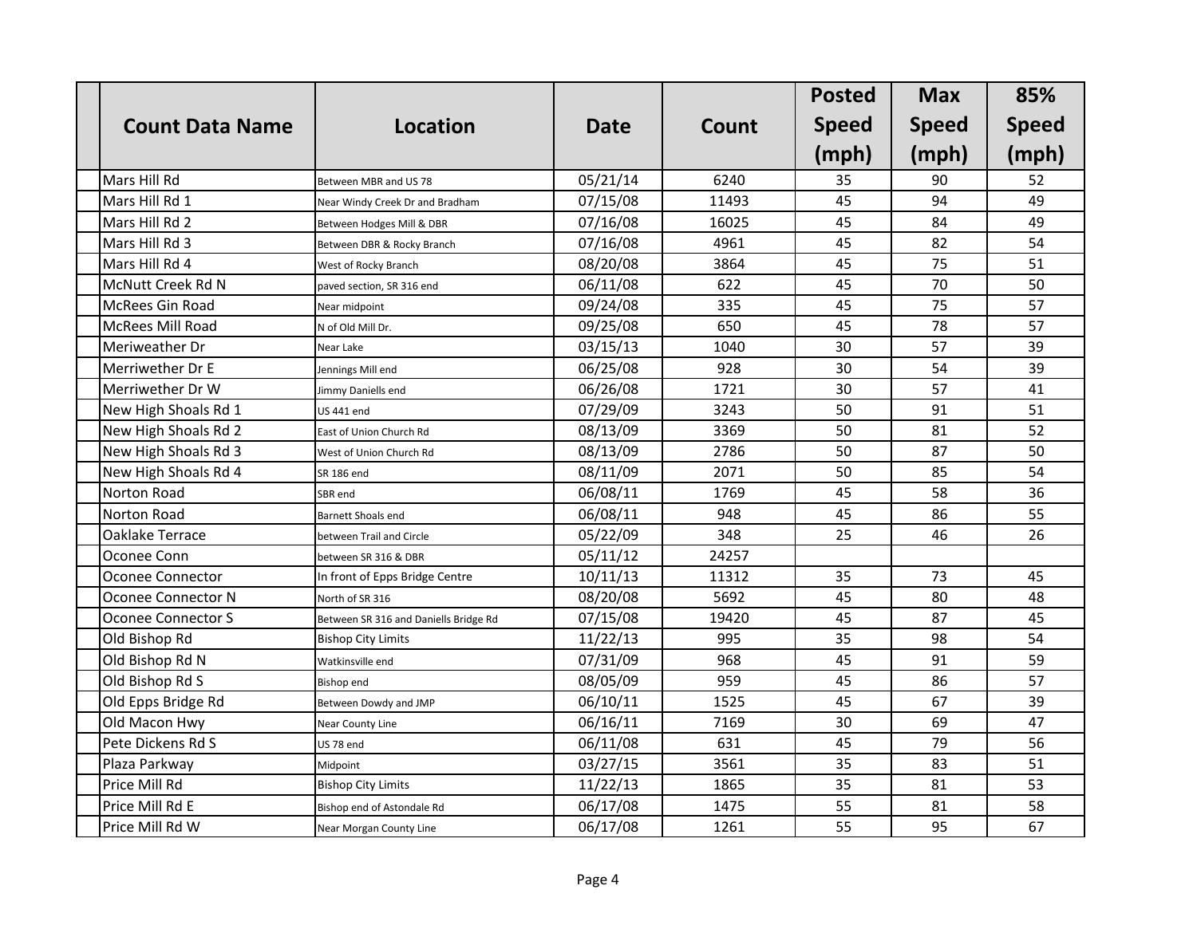| Count Data Name | Location | Date | Count | Posted Speed (mph) | Max Speed (mph) | 85% Speed (mph) |
|---|---|---|---|---|---|---|
| Mars Hill Rd | Between MBR and US 78 | 05/21/14 | 6240 | 35 | 90 | 52 |
| Mars Hill Rd 1 | Near Windy Creek Dr and Bradham | 07/15/08 | 11493 | 45 | 94 | 49 |
| Mars Hill Rd 2 | Between Hodges Mill & DBR | 07/16/08 | 16025 | 45 | 84 | 49 |
| Mars Hill Rd 3 | Between DBR & Rocky Branch | 07/16/08 | 4961 | 45 | 82 | 54 |
| Mars Hill Rd 4 | West of Rocky Branch | 08/20/08 | 3864 | 45 | 75 | 51 |
| McNutt Creek Rd N | paved section, SR 316 end | 06/11/08 | 622 | 45 | 70 | 50 |
| McRees Gin Road | Near midpoint | 09/24/08 | 335 | 45 | 75 | 57 |
| McRees Mill Road | N of Old Mill Dr. | 09/25/08 | 650 | 45 | 78 | 57 |
| Meriweather Dr | Near Lake | 03/15/13 | 1040 | 30 | 57 | 39 |
| Merriwether Dr E | Jennings Mill end | 06/25/08 | 928 | 30 | 54 | 39 |
| Merriwether Dr W | Jimmy Daniells end | 06/26/08 | 1721 | 30 | 57 | 41 |
| New High Shoals Rd 1 | US 441 end | 07/29/09 | 3243 | 50 | 91 | 51 |
| New High Shoals Rd 2 | East of Union Church Rd | 08/13/09 | 3369 | 50 | 81 | 52 |
| New High Shoals Rd 3 | West of Union Church Rd | 08/13/09 | 2786 | 50 | 87 | 50 |
| New High Shoals Rd 4 | SR 186 end | 08/11/09 | 2071 | 50 | 85 | 54 |
| Norton Road | SBR end | 06/08/11 | 1769 | 45 | 58 | 36 |
| Norton Road | Barnett Shoals end | 06/08/11 | 948 | 45 | 86 | 55 |
| Oaklake Terrace | between Trail and Circle | 05/22/09 | 348 | 25 | 46 | 26 |
| Oconee Conn | between SR 316 & DBR | 05/11/12 | 24257 | | | |
| Oconee Connector | In front of Epps Bridge Centre | 10/11/13 | 11312 | 35 | 73 | 45 |
| Oconee Connector N | North of SR 316 | 08/20/08 | 5692 | 45 | 80 | 48 |
| Oconee Connector S | Between SR 316 and Daniells Bridge Rd | 07/15/08 | 19420 | 45 | 87 | 45 |
| Old Bishop Rd | Bishop City Limits | 11/22/13 | 995 | 35 | 98 | 54 |
| Old Bishop Rd N | Watkinsville end | 07/31/09 | 968 | 45 | 91 | 59 |
| Old Bishop Rd S | Bishop end | 08/05/09 | 959 | 45 | 86 | 57 |
| Old Epps Bridge Rd | Between Dowdy and JMP | 06/10/11 | 1525 | 45 | 67 | 39 |
| Old Macon Hwy | Near County Line | 06/16/11 | 7169 | 30 | 69 | 47 |
| Pete Dickens Rd S | US 78 end | 06/11/08 | 631 | 45 | 79 | 56 |
| Plaza Parkway | Midpoint | 03/27/15 | 3561 | 35 | 83 | 51 |
| Price Mill Rd | Bishop City Limits | 11/22/13 | 1865 | 35 | 81 | 53 |
| Price Mill Rd E | Bishop end of Astondale Rd | 06/17/08 | 1475 | 55 | 81 | 58 |
| Price Mill Rd W | Near Morgan County Line | 06/17/08 | 1261 | 55 | 95 | 67 |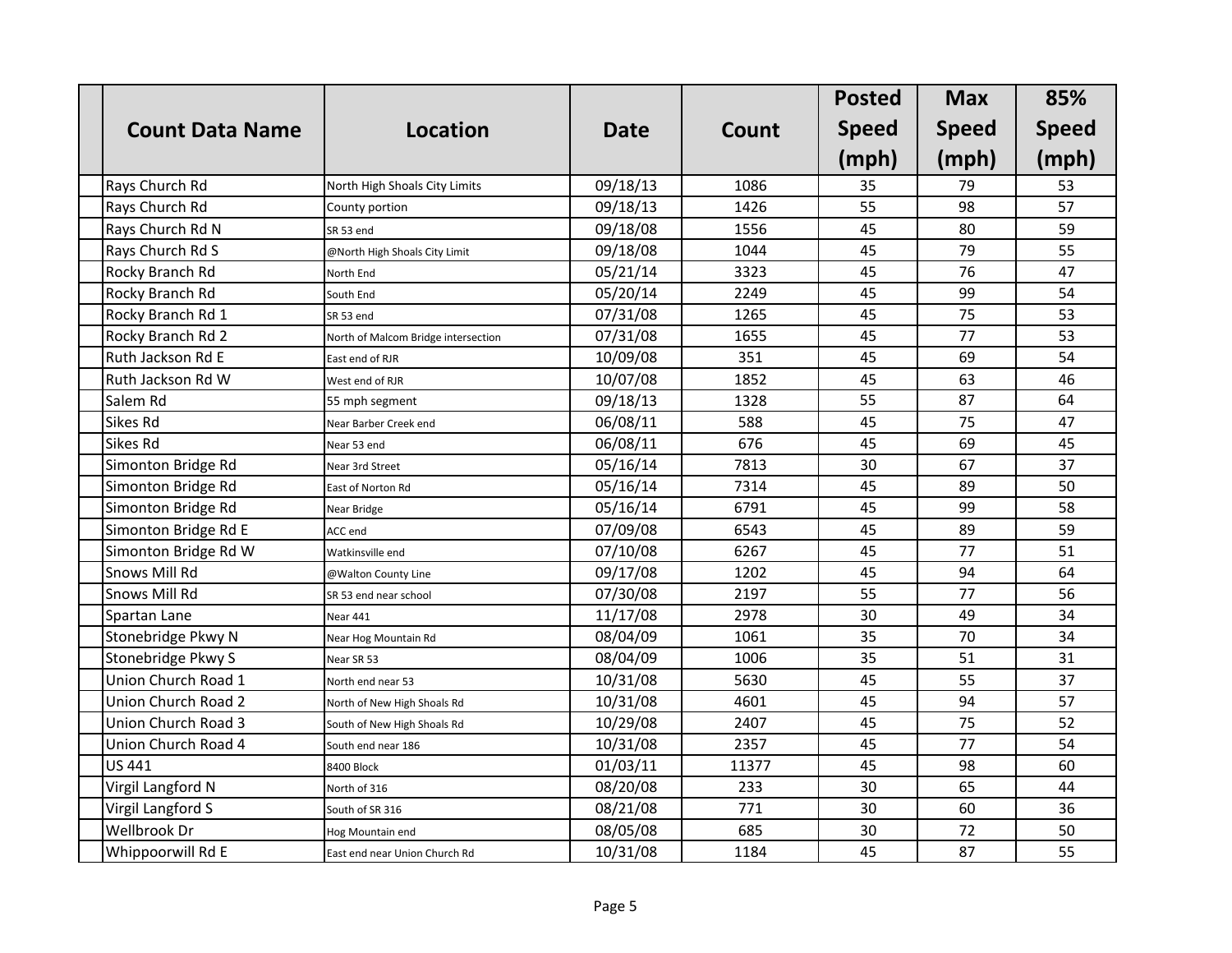| Count Data Name | Location | Date | Count | Posted Speed (mph) | Max Speed (mph) | 85% Speed (mph) |
|---|---|---|---|---|---|---|
| Rays Church Rd | North High Shoals City Limits | 09/18/13 | 1086 | 35 | 79 | 53 |
| Rays Church Rd | County portion | 09/18/13 | 1426 | 55 | 98 | 57 |
| Rays Church Rd N | SR 53 end | 09/18/08 | 1556 | 45 | 80 | 59 |
| Rays Church Rd S | @North High Shoals City Limit | 09/18/08 | 1044 | 45 | 79 | 55 |
| Rocky Branch Rd | North End | 05/21/14 | 3323 | 45 | 76 | 47 |
| Rocky Branch Rd | South End | 05/20/14 | 2249 | 45 | 99 | 54 |
| Rocky Branch Rd 1 | SR 53 end | 07/31/08 | 1265 | 45 | 75 | 53 |
| Rocky Branch Rd 2 | North of Malcom Bridge intersection | 07/31/08 | 1655 | 45 | 77 | 53 |
| Ruth Jackson Rd E | East end of RJR | 10/09/08 | 351 | 45 | 69 | 54 |
| Ruth Jackson Rd W | West end of RJR | 10/07/08 | 1852 | 45 | 63 | 46 |
| Salem Rd | 55 mph segment | 09/18/13 | 1328 | 55 | 87 | 64 |
| Sikes Rd | Near Barber Creek end | 06/08/11 | 588 | 45 | 75 | 47 |
| Sikes Rd | Near 53 end | 06/08/11 | 676 | 45 | 69 | 45 |
| Simonton Bridge Rd | Near 3rd Street | 05/16/14 | 7813 | 30 | 67 | 37 |
| Simonton Bridge Rd | East of Norton Rd | 05/16/14 | 7314 | 45 | 89 | 50 |
| Simonton Bridge Rd | Near Bridge | 05/16/14 | 6791 | 45 | 99 | 58 |
| Simonton Bridge Rd E | ACC end | 07/09/08 | 6543 | 45 | 89 | 59 |
| Simonton Bridge Rd W | Watkinsville end | 07/10/08 | 6267 | 45 | 77 | 51 |
| Snows Mill Rd | @Walton County Line | 09/17/08 | 1202 | 45 | 94 | 64 |
| Snows Mill Rd | SR 53 end near school | 07/30/08 | 2197 | 55 | 77 | 56 |
| Spartan Lane | Near 441 | 11/17/08 | 2978 | 30 | 49 | 34 |
| Stonebridge Pkwy N | Near Hog Mountain Rd | 08/04/09 | 1061 | 35 | 70 | 34 |
| Stonebridge Pkwy S | Near SR 53 | 08/04/09 | 1006 | 35 | 51 | 31 |
| Union Church Road 1 | North end near 53 | 10/31/08 | 5630 | 45 | 55 | 37 |
| Union Church Road 2 | North of New High Shoals Rd | 10/31/08 | 4601 | 45 | 94 | 57 |
| Union Church Road 3 | South of New High Shoals Rd | 10/29/08 | 2407 | 45 | 75 | 52 |
| Union Church Road 4 | South end near 186 | 10/31/08 | 2357 | 45 | 77 | 54 |
| US 441 | 8400 Block | 01/03/11 | 11377 | 45 | 98 | 60 |
| Virgil Langford N | North of 316 | 08/20/08 | 233 | 30 | 65 | 44 |
| Virgil Langford S | South of SR 316 | 08/21/08 | 771 | 30 | 60 | 36 |
| Wellbrook Dr | Hog Mountain end | 08/05/08 | 685 | 30 | 72 | 50 |
| Whippoorwill Rd E | East end near Union Church Rd | 10/31/08 | 1184 | 45 | 87 | 55 |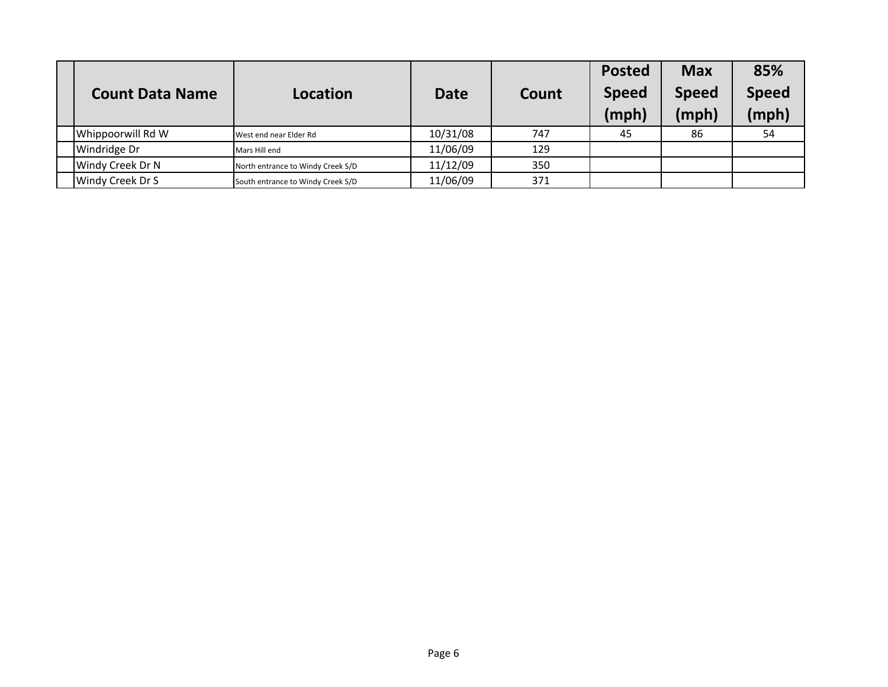| | Count Data Name | Location | Date | Count | Posted Speed (mph) | Max Speed (mph) | 85% Speed (mph) |
|---|---|---|---|---|---|---|---|
| | Whippoorwill Rd W | West end near Elder Rd | 10/31/08 | 747 | 45 | 86 | 54 |
| | Windridge Dr | Mars Hill end | 11/06/09 | 129 | | | |
| | Windy Creek Dr N | North entrance to Windy Creek S/D | 11/12/09 | 350 | | | |
| | Windy Creek Dr S | South entrance to Windy Creek S/D | 11/06/09 | 371 | | | |